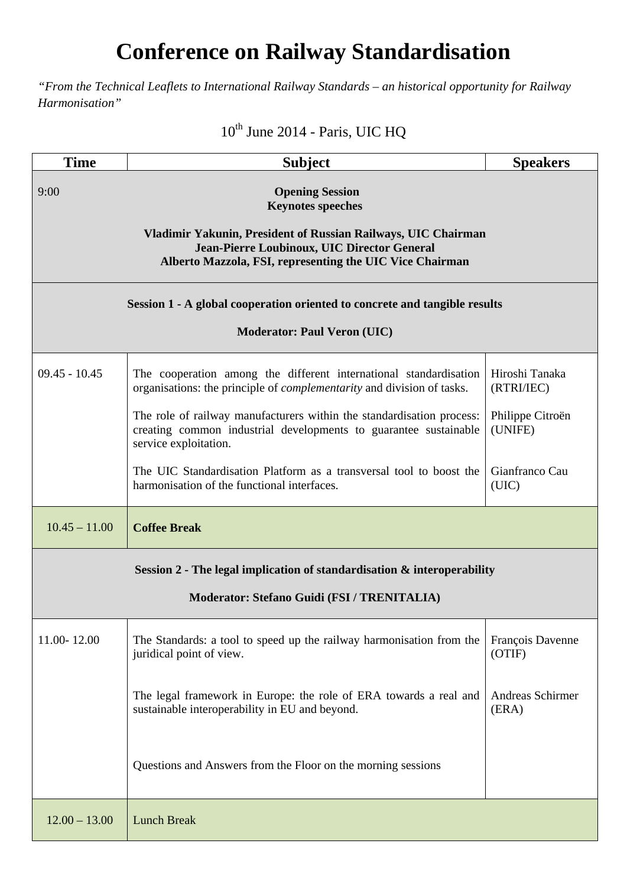# Conference on Railway Standardisation

*"From the Technical Leaflets to International Railway Standards – an historical opportunity for Railway Harmonisation"*

10th June 2014 - Paris, UIC HQ

| Time | Subject | Speakers |
|---|---|---|
| 9:00 | **Opening Session**<br>**Keynotes speeches**<br><br>**Vladimir Yakunin, President of Russian Railways, UIC Chairman**<br>**Jean-Pierre Loubinoux, UIC Director General**<br>**Alberto Mazzola, FSI, representing the UIC Vice Chairman** | |
| | **Session 1 - A global cooperation oriented to concrete and tangible results**<br><br>**Moderator: Paul Veron (UIC)** | |
| 09.45 - 10.45 | The cooperation among the different international standardisation organisations: the principle of *complementarity* and division of tasks. | Hiroshi Tanaka (RTRI/IEC) |
| | The role of railway manufacturers within the standardisation process: creating common industrial developments to guarantee sustainable service exploitation. | Philippe Citroën (UNIFE) |
| | The UIC Standardisation Platform as a transversal tool to boost the harmonisation of the functional interfaces. | Gianfranco Cau (UIC) |
| 10.45 – 11.00 | **Coffee Break** | |
| | **Session 2 - The legal implication of standardisation & interoperability**<br><br>**Moderator: Stefano Guidi (FSI / TRENITALIA)** | |
| 11.00- 12.00 | The Standards: a tool to speed up the railway harmonisation from the juridical point of view. | François Davenne (OTIF) |
| | The legal framework in Europe: the role of ERA towards a real and sustainable interoperability in EU and beyond. | Andreas Schirmer (ERA) |
| | Questions and Answers from the Floor on the morning sessions | |
| 12.00 – 13.00 | Lunch Break | |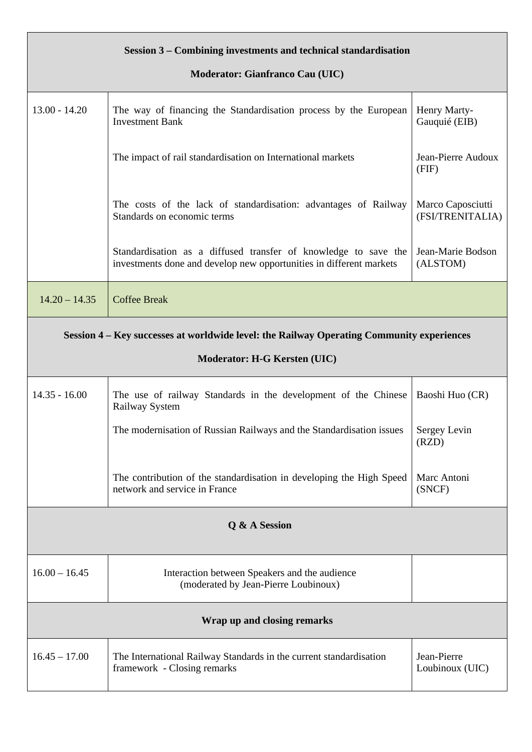| | | |
|---|---|---|
| **Session 3 – Combining investments and technical standardisation** | | |
| **Moderator: Gianfranco Cau (UIC)** | | |
| 13.00 - 14.20 | The way of financing the Standardisation process by the European Investment Bank | Henry Marty-Gauquié (EIB) |
| | The impact of rail standardisation on International markets | Jean-Pierre Audoux (FIF) |
| | The costs of the lack of standardisation: advantages of Railway Standards on economic terms | Marco Caposciutti (FSI/TRENITALIA) |
| | Standardisation as a diffused transfer of knowledge to save the investments done and develop new opportunities in different markets | Jean-Marie Bodson (ALSTOM) |
| 14.20 – 14.35 | Coffee Break | |
| **Session 4 – Key successes at worldwide level: the Railway Operating Community experiences** | | |
| **Moderator: H-G Kersten (UIC)** | | |
| 14.35 - 16.00 | The use of railway Standards in the development of the Chinese Railway System | Baoshi Huo (CR) |
| | The modernisation of Russian Railways and the Standardisation issues | Sergey Levin (RZD) |
| | The contribution of the standardisation in developing the High Speed network and service in France | Marc Antoni (SNCF) |
| **Q & A Session** | | |
| 16.00 – 16.45 | Interaction between Speakers and the audience (moderated by Jean-Pierre Loubinoux) | |
| **Wrap up and closing remarks** | | |
| 16.45 – 17.00 | The International Railway Standards in the current standardisation framework - Closing remarks | Jean-Pierre Loubinoux (UIC) |